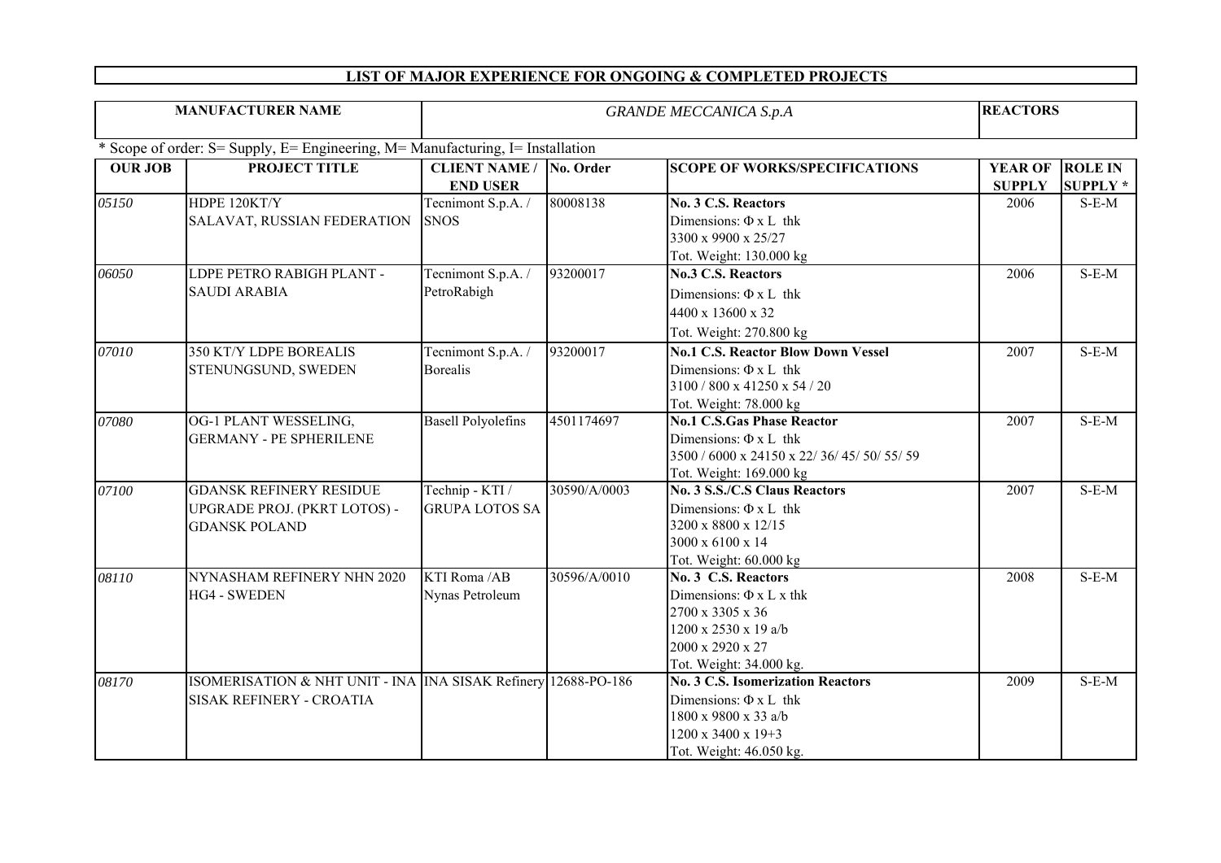# LIST OF MAJOR EXPERIENCE FOR ONGOING & COMPLETED PROJECTS

| MANUFACTURER NAME | *GRANDE MECCANICA S.p.A* | REACTORS |
|---|---|---|

\* Scope of order: S= Supply, E= Engineering, M= Manufacturing, I= Installation

| OUR JOB | PROJECT TITLE | CLIENT NAME / END USER | No. Order | SCOPE OF WORKS/SPECIFICATIONS | YEAR OF SUPPLY | ROLE IN SUPPLY * |
|---|---|---|---|---|---|---|
| *05150* | HDPE 120KT/Y SALAVAT, RUSSIAN FEDERATION | Tecnimont S.p.A. / SNOS | 80008138 | **No. 3 C.S. Reactors**<br>Dimensions: Φ x L thk<br>3300 x 9900 x 25/27<br>Tot. Weight: 130.000 kg | 2006 | S-E-M |
| *06050* | LDPE PETRO RABIGH PLANT - SAUDI ARABIA | Tecnimont S.p.A. / PetroRabigh | 93200017 | **No.3 C.S. Reactors**<br>Dimensions: Φ x L thk<br>4400 x 13600 x 32<br>Tot. Weight: 270.800 kg | 2006 | S-E-M |
| *07010* | 350 KT/Y LDPE BOREALIS STENUNGSUND, SWEDEN | Tecnimont S.p.A. / Borealis | 93200017 | **No.1 C.S. Reactor Blow Down Vessel**<br>Dimensions: Φ x L thk<br>3100 / 800 x 41250 x 54 / 20<br>Tot. Weight: 78.000 kg | 2007 | S-E-M |
| *07080* | OG-1 PLANT WESSELING, GERMANY - PE SPHERILENE | Basell Polyolefins | 4501174697 | **No.1 C.S.Gas Phase Reactor**<br>Dimensions: Φ x L thk<br>3500 / 6000 x 24150 x 22/ 36/ 45/ 50/ 55/ 59<br>Tot. Weight: 169.000 kg | 2007 | S-E-M |
| *07100* | GDANSK REFINERY RESIDUE UPGRADE PROJ. (PKRT LOTOS) - GDANSK POLAND | Technip - KTI / GRUPA LOTOS SA | 30590/A/0003 | **No. 3 S.S./C.S Claus Reactors**<br>Dimensions: Φ x L thk<br>3200 x 8800 x 12/15<br>3000 x 6100 x 14<br>Tot. Weight: 60.000 kg | 2007 | S-E-M |
| *08110* | NYNASHAM REFINERY NHN 2020 HG4 - SWEDEN | KTI Roma /AB Nynas Petroleum | 30596/A/0010 | **No. 3 C.S. Reactors**<br>Dimensions: Φ x L x thk<br>2700 x 3305 x 36<br>1200 x 2530 x 19 a/b<br>2000 x 2920 x 27<br>Tot. Weight: 34.000 kg. | 2008 | S-E-M |
| *08170* | ISOMERISATION & NHT UNIT - INA SISAK REFINERY - CROATIA | INA SISAK Refinery | 12688-PO-186 | **No. 3 C.S. Isomerization Reactors**<br>Dimensions: Φ x L thk<br>1800 x 9800 x 33 a/b<br>1200 x 3400 x 19+3<br>Tot. Weight: 46.050 kg. | 2009 | S-E-M |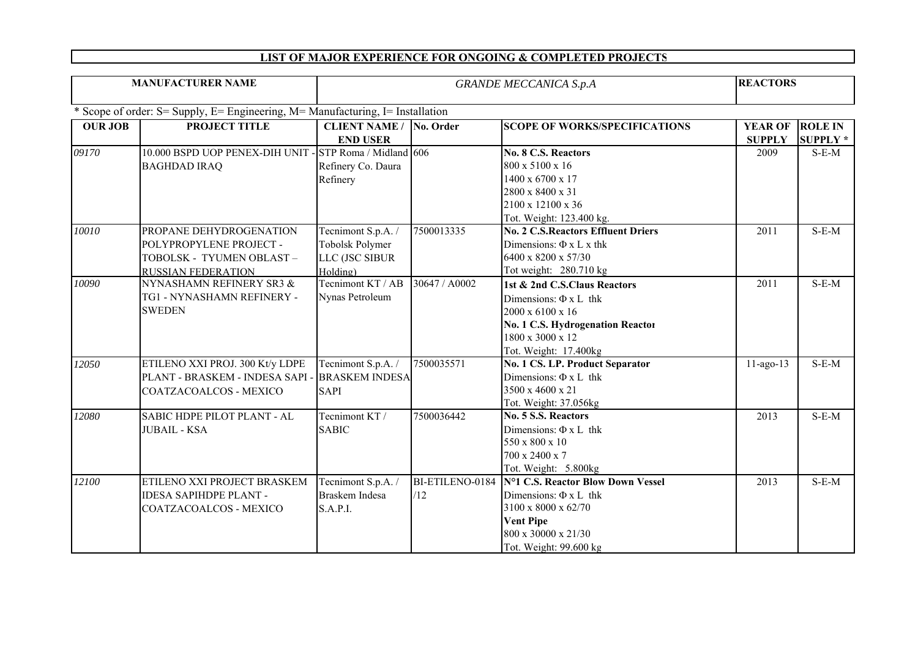## LIST OF MAJOR EXPERIENCE FOR ONGOING & COMPLETED PROJECTS

| MANUFACTURER NAME | *GRANDE MECCANICA S.p.A* | REACTORS |
|---|---|---|

\* Scope of order: S= Supply, E= Engineering, M= Manufacturing, I= Installation

| OUR JOB | PROJECT TITLE | CLIENT NAME / END USER | No. Order | SCOPE OF WORKS/SPECIFICATIONS | YEAR OF SUPPLY | ROLE IN SUPPLY * |
|---|---|---|---|---|---|---|
| *09170* | 10.000 BSPD UOP PENEX-DIH UNIT - BAGHDAD IRAQ | STP Roma / Midland Refinery Co. Daura Refinery | 606 | **No. 8 C.S. Reactors**<br>800 x 5100 x 16<br>1400 x 6700 x 17<br>2800 x 8400 x 31<br>2100 x 12100 x 36<br>Tot. Weight: 123.400 kg. | 2009 | S-E-M |
| *10010* | PROPANE DEHYDROGENATION POLYPROPYLENE PROJECT - TOBOLSK - TYUMEN OBLAST – RUSSIAN FEDERATION | Tecnimont S.p.A. / Tobolsk Polymer LLC (JSC SIBUR Holding) | 7500013335 | **No. 2 C.S.Reactors Effluent Driers**<br>Dimensions: Φ x L x thk<br>6400 x 8200 x 57/30<br>Tot weight: 280.710 kg | 2011 | S-E-M |
| *10090* | NYNASHAMN REFINERY SR3 & TG1 - NYNASHAMN REFINERY - SWEDEN | Tecnimont KT / AB Nynas Petroleum | 30647 / A0002 | **1st & 2nd C.S.Claus Reactors**<br>Dimensions: Φ x L thk<br>2000 x 6100 x 16<br>**No. 1 C.S. Hydrogenation Reactor**<br>1800 x 3000 x 12<br>Tot. Weight: 17.400kg | 2011 | S-E-M |
| *12050* | ETILENO XXI PROJ. 300 Kt/y LDPE PLANT - BRASKEM - INDESA SAPI - COATZACOALCOS - MEXICO | Tecnimont S.p.A. / BRASKEM INDESA SAPI | 7500035571 | **No. 1 CS. LP. Product Separator**<br>Dimensions: Φ x L thk<br>3500 x 4600 x 21<br>Tot. Weight: 37.056kg | 11-ago-13 | S-E-M |
| *12080* | SABIC HDPE PILOT PLANT - AL JUBAIL - KSA | Tecnimont KT / SABIC | 7500036442 | **No. 5 S.S. Reactors**<br>Dimensions: Φ x L thk<br>550 x 800 x 10<br>700 x 2400 x 7<br>Tot. Weight: 5.800kg | 2013 | S-E-M |
| *12100* | ETILENO XXI PROJECT BRASKEM IDESA SAPIHDPE PLANT - COATZACOALCOS - MEXICO | Tecnimont S.p.A. / Braskem Indesa S.A.P.I. | BI-ETILENO-0184 /12 | **N°1 C.S. Reactor Blow Down Vessel**<br>Dimensions: Φ x L thk<br>3100 x 8000 x 62/70<br>**Vent Pipe**<br>800 x 30000 x 21/30<br>Tot. Weight: 99.600 kg | 2013 | S-E-M |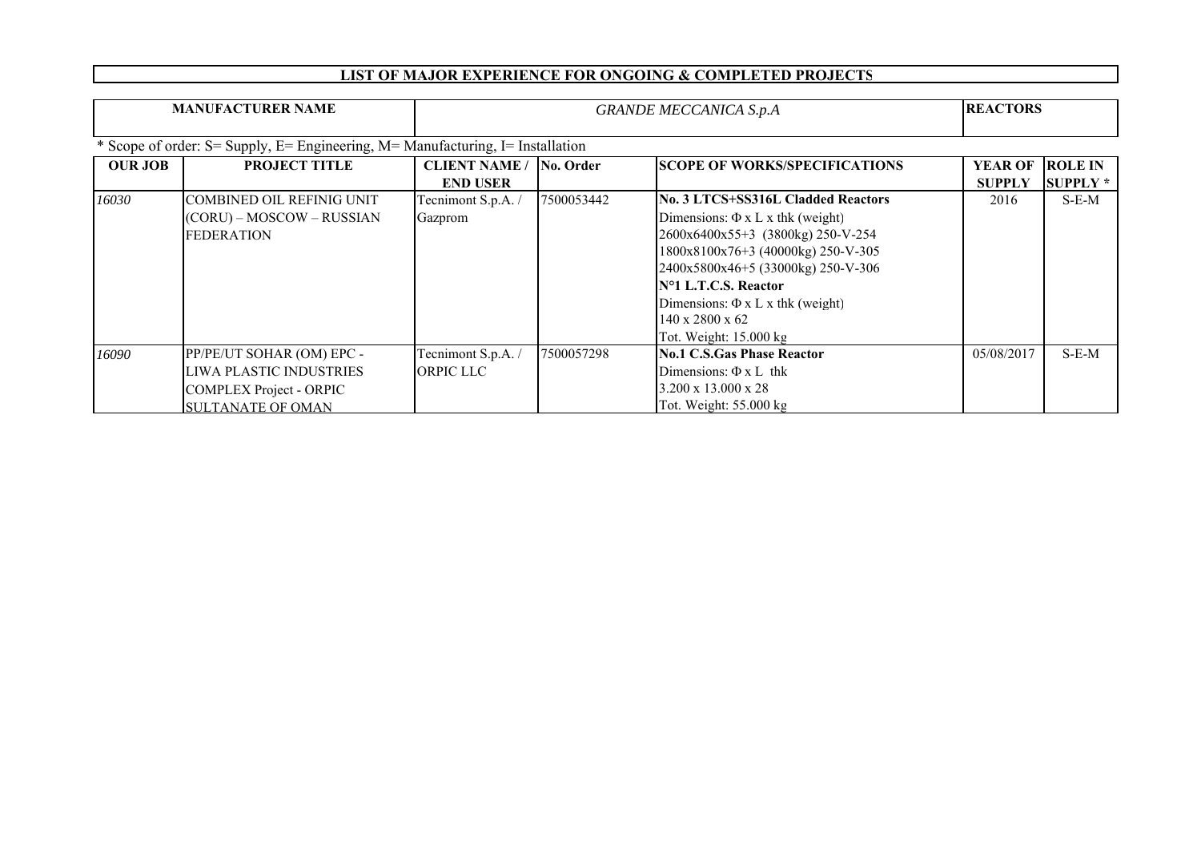## LIST OF MAJOR EXPERIENCE FOR ONGOING & COMPLETED PROJECTS

| MANUFACTURER NAME | *GRANDE MECCANICA S.p.A* | REACTORS |
|---|---|---|

* Scope of order: S= Supply, E= Engineering, M= Manufacturing, I= Installation

| OUR JOB | PROJECT TITLE | CLIENT NAME / END USER | No. Order | SCOPE OF WORKS/SPECIFICATIONS | YEAR OF SUPPLY | ROLE IN SUPPLY * |
|---|---|---|---|---|---|---|
| *16030* | COMBINED OIL REFINIG UNIT (CORU) – MOSCOW – RUSSIAN FEDERATION | Tecnimont S.p.A. / Gazprom | 7500053442 | **No. 3 LTCS+SS316L Cladded Reactors**<br>Dimensions: Φ x L x thk (weight)<br>2600x6400x55+3 (3800kg) 250-V-254<br>1800x8100x76+3 (40000kg) 250-V-305<br>2400x5800x46+5 (33000kg) 250-V-306<br>**N°1 L.T.C.S. Reactor**<br>Dimensions: Φ x L x thk (weight)<br>140 x 2800 x 62<br>Tot. Weight: 15.000 kg | 2016 | S-E-M |
| *16090* | PP/PE/UT SOHAR (OM) EPC - LIWA PLASTIC INDUSTRIES COMPLEX Project - ORPIC SULTANATE OF OMAN | Tecnimont S.p.A. / ORPIC LLC | 7500057298 | **No.1 C.S.Gas Phase Reactor**<br>Dimensions: Φ x L thk<br>3.200 x 13.000 x 28<br>Tot. Weight: 55.000 kg | 05/08/2017 | S-E-M |